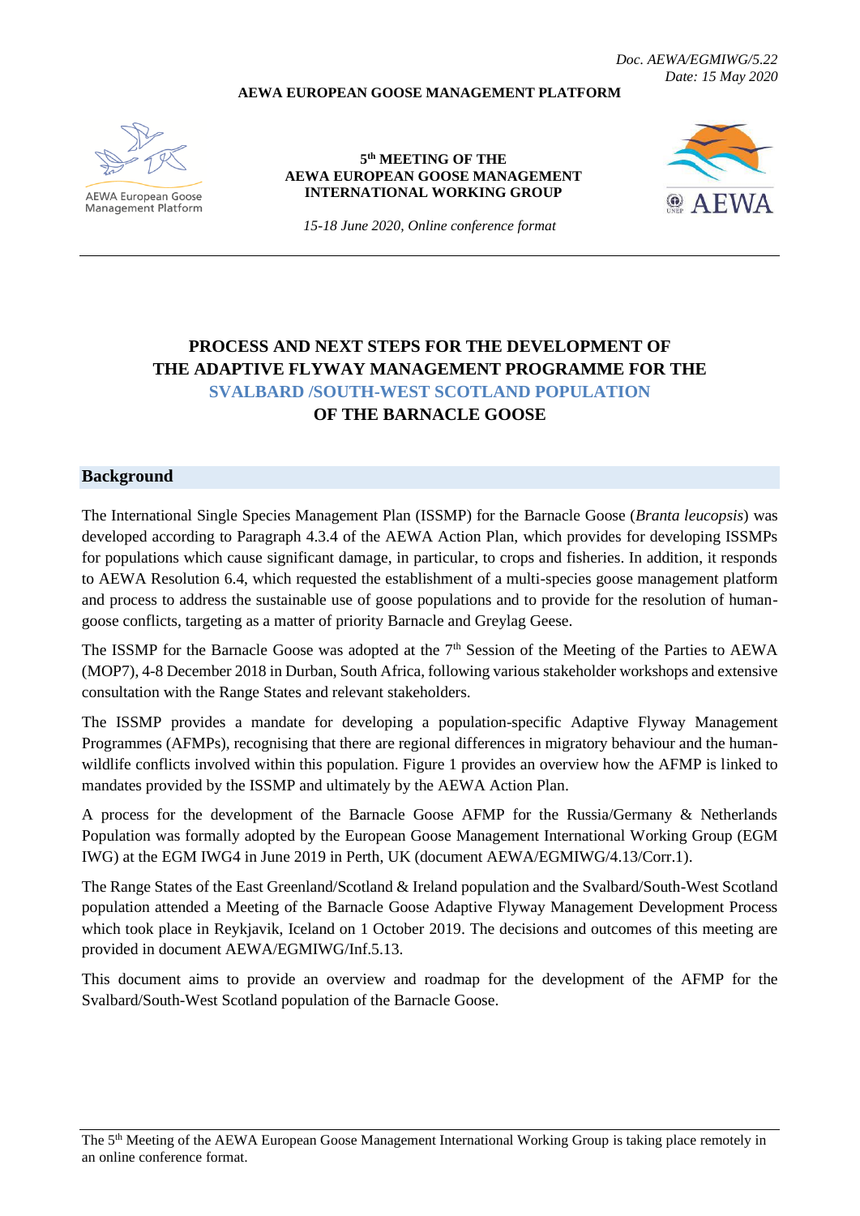Doc. AEWA/EGMIWG/5.22
Date: 15 May 2020

**AEWA EUROPEAN GOOSE MANAGEMENT PLATFORM**

AEWA European Goose Management Platform

**5th MEETING OF THE AEWA EUROPEAN GOOSE MANAGEMENT INTERNATIONAL WORKING GROUP**

*15-18 June 2020, Online conference format*

AEWA

---

# PROCESS AND NEXT STEPS FOR THE DEVELOPMENT OF THE ADAPTIVE FLYWAY MANAGEMENT PROGRAMME FOR THE SVALBARD /SOUTH-WEST SCOTLAND POPULATION OF THE BARNACLE GOOSE

## Background

The International Single Species Management Plan (ISSMP) for the Barnacle Goose (*Branta leucopsis*) was developed according to Paragraph 4.3.4 of the AEWA Action Plan, which provides for developing ISSMPs for populations which cause significant damage, in particular, to crops and fisheries. In addition, it responds to AEWA Resolution 6.4, which requested the establishment of a multi-species goose management platform and process to address the sustainable use of goose populations and to provide for the resolution of human-goose conflicts, targeting as a matter of priority Barnacle and Greylag Geese.

The ISSMP for the Barnacle Goose was adopted at the 7th Session of the Meeting of the Parties to AEWA (MOP7), 4-8 December 2018 in Durban, South Africa, following various stakeholder workshops and extensive consultation with the Range States and relevant stakeholders.

The ISSMP provides a mandate for developing a population-specific Adaptive Flyway Management Programmes (AFMPs), recognising that there are regional differences in migratory behaviour and the human-wildlife conflicts involved within this population. Figure 1 provides an overview how the AFMP is linked to mandates provided by the ISSMP and ultimately by the AEWA Action Plan.

A process for the development of the Barnacle Goose AFMP for the Russia/Germany & Netherlands Population was formally adopted by the European Goose Management International Working Group (EGM IWG) at the EGM IWG4 in June 2019 in Perth, UK (document AEWA/EGMIWG/4.13/Corr.1).

The Range States of the East Greenland/Scotland & Ireland population and the Svalbard/South-West Scotland population attended a Meeting of the Barnacle Goose Adaptive Flyway Management Development Process which took place in Reykjavik, Iceland on 1 October 2019. The decisions and outcomes of this meeting are provided in document AEWA/EGMIWG/Inf.5.13.

This document aims to provide an overview and roadmap for the development of the AFMP for the Svalbard/South-West Scotland population of the Barnacle Goose.

---

The 5th Meeting of the AEWA European Goose Management International Working Group is taking place remotely in an online conference format.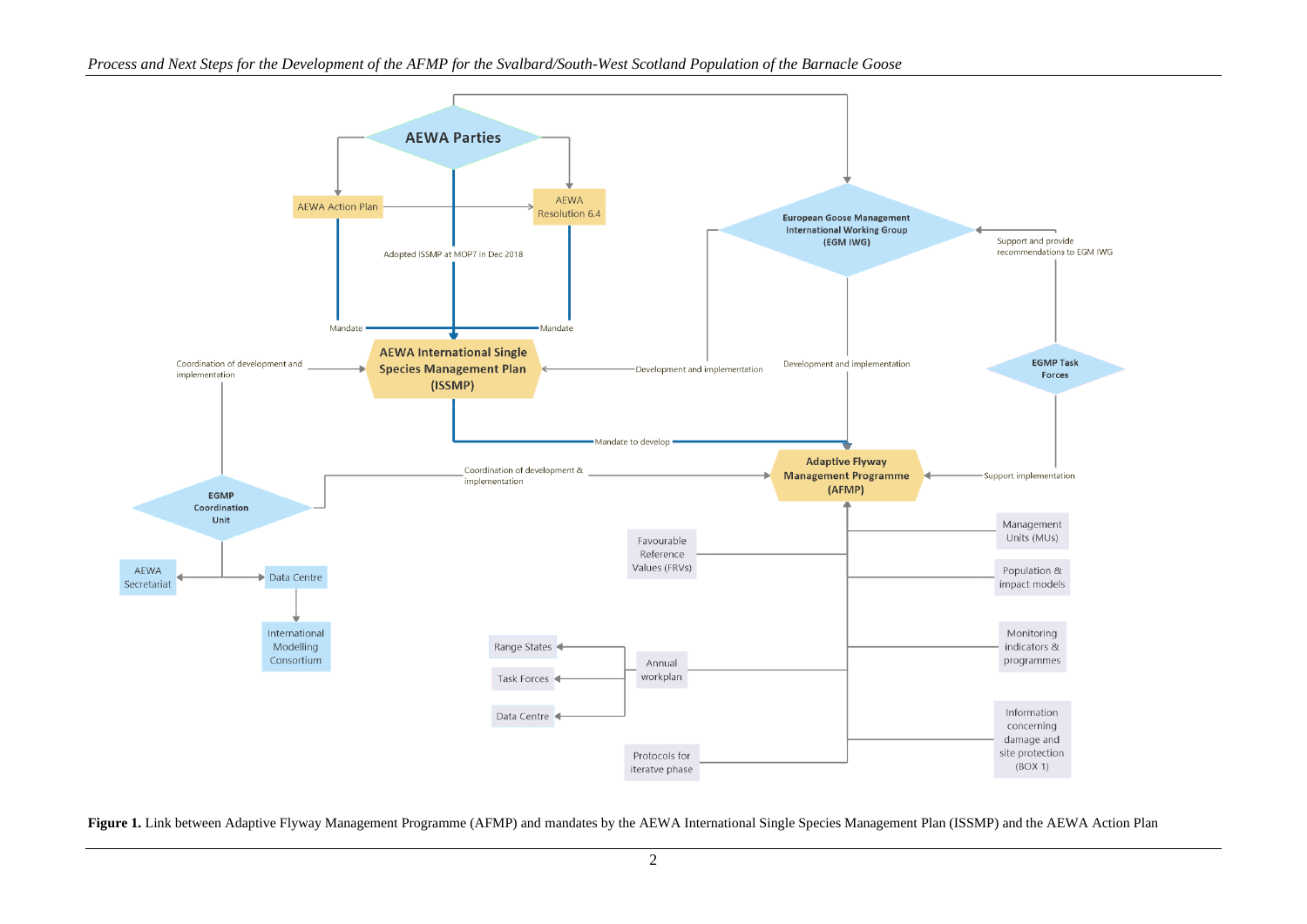AEWA Parties

AEWA Action Plan

AEWA Resolution 6.4

Adopted ISSMP at MOP7 in Dec 2018

Mandate

Mandate

European Goose Management International Working Group (EGM IWG)

Support and provide recommendations to EGM IWG

EGMP Task Forces

Coordination of development and implementation

AEWA International Single Species Management Plan (ISSMP)

Development and implementation

Development and implementation

Mandate to develop

Coordination of development & implementation

Adaptive Flyway Management Programme (AFMP)

Support implementation

EGMP Coordination Unit

AEWA Secretariat

Data Centre

International Modelling Consortium

Favourable Reference Values (FRVs)

Management Units (MUs)

Population & impact models

Monitoring indicators & programmes

Range States

Task Forces

Data Centre

Annual workplan

Information concerning damage and site protection (BOX 1)

Protocols for iteratve phase

**Figure 1.** Link between Adaptive Flyway Management Programme (AFMP) and mandates by the AEWA International Single Species Management Plan (ISSMP) and the AEWA Action Plan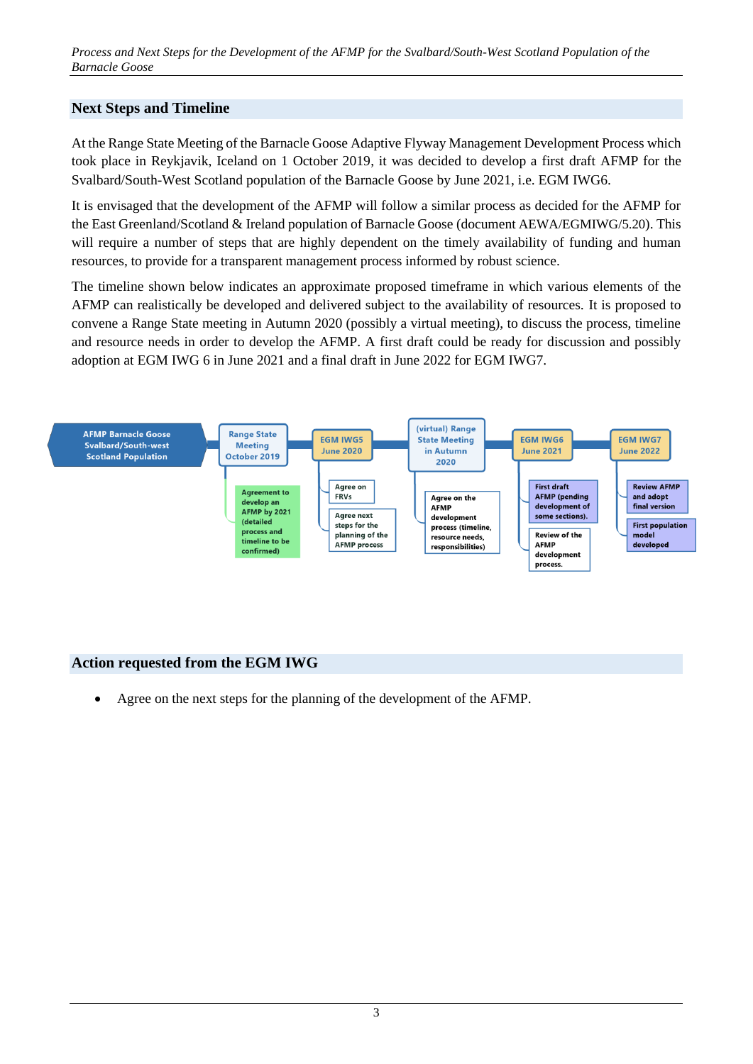## Next Steps and Timeline

At the Range State Meeting of the Barnacle Goose Adaptive Flyway Management Development Process which took place in Reykjavik, Iceland on 1 October 2019, it was decided to develop a first draft AFMP for the Svalbard/South-West Scotland population of the Barnacle Goose by June 2021, i.e. EGM IWG6.

It is envisaged that the development of the AFMP will follow a similar process as decided for the AFMP for the East Greenland/Scotland & Ireland population of Barnacle Goose (document AEWA/EGMIWG/5.20). This will require a number of steps that are highly dependent on the timely availability of funding and human resources, to provide for a transparent management process informed by robust science.

The timeline shown below indicates an approximate proposed timeframe in which various elements of the AFMP can realistically be developed and delivered subject to the availability of resources. It is proposed to convene a Range State meeting in Autumn 2020 (possibly a virtual meeting), to discuss the process, timeline and resource needs in order to develop the AFMP. A first draft could be ready for discussion and possibly adoption at EGM IWG 6 in June 2021 and a final draft in June 2022 for EGM IWG7.

AFMP Barnacle Goose Svalbard/South-west Scotland Population

Range State Meeting October 2019
Agreement to develop an AFMP by 2021 (detailed process and timeline to be confirmed)

EGM IWG5 June 2020
Agree on FRVs
Agree next steps for the planning of the AFMP process

(virtual) Range State Meeting in Autumn 2020
Agree on the AFMP development process (timeline, resource needs, responsibilities)

EGM IWG6 June 2021
First draft AFMP (pending development of some sections).
Review of the AFMP development process.

EGM IWG7 June 2022
Review AFMP and adopt final version
First population model developed

## Action requested from the EGM IWG

- Agree on the next steps for the planning of the development of the AFMP.